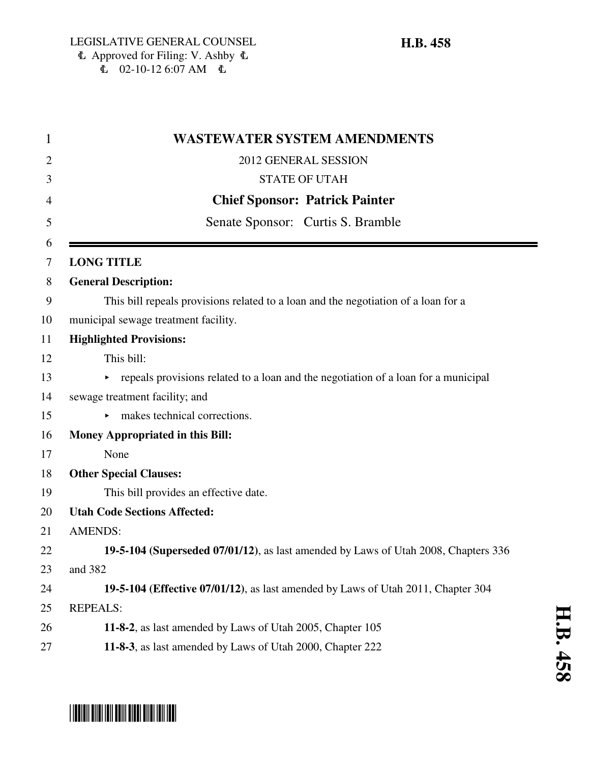LEGISLATIVE GENERAL COUNSEL
Ꮭ Approved for Filing: V. Ashby Ꮭ
Ꮭ 02-10-12 6:07 AM Ꮭ

**H.B. 458**

# WASTEWATER SYSTEM AMENDMENTS

2012 GENERAL SESSION

STATE OF UTAH

**Chief Sponsor: Patrick Painter**

Senate Sponsor: Curtis S. Bramble

---

**LONG TITLE**

**General Description:**

This bill repeals provisions related to a loan and the negotiation of a loan for a municipal sewage treatment facility.

**Highlighted Provisions:**

This bill:

- repeals provisions related to a loan and the negotiation of a loan for a municipal sewage treatment facility; and
- makes technical corrections.

**Money Appropriated in this Bill:**

None

**Other Special Clauses:**

This bill provides an effective date.

**Utah Code Sections Affected:**

AMENDS:

**19-5-104 (Superseded 07/01/12)**, as last amended by Laws of Utah 2008, Chapters 336 and 382

**19-5-104 (Effective 07/01/12)**, as last amended by Laws of Utah 2011, Chapter 304

REPEALS:

**11-8-2**, as last amended by Laws of Utah 2005, Chapter 105

**11-8-3**, as last amended by Laws of Utah 2000, Chapter 222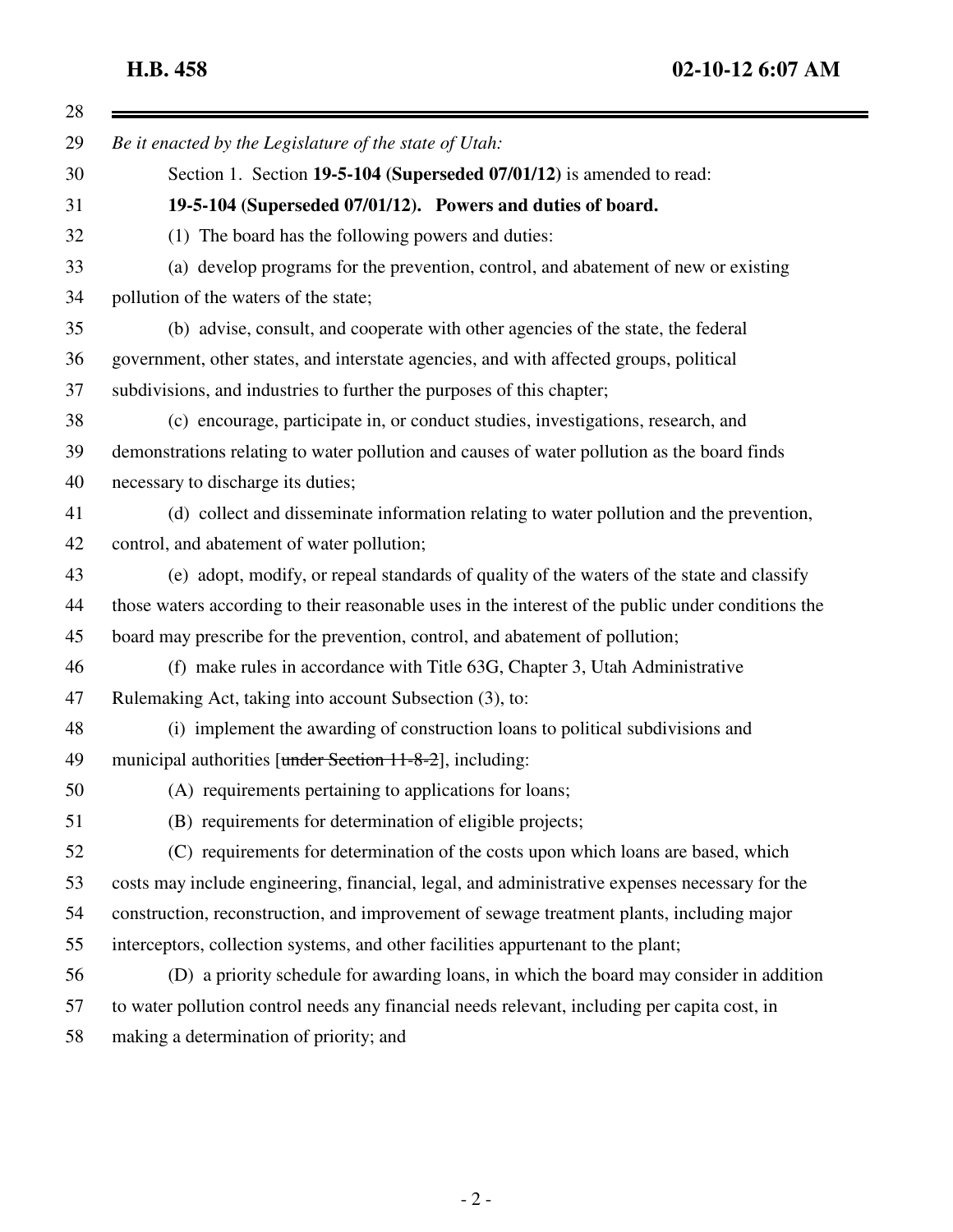*Be it enacted by the Legislature of the state of Utah:*

Section 1. Section **19-5-104 (Superseded 07/01/12)** is amended to read:

**19-5-104 (Superseded 07/01/12). Powers and duties of board.**

(1) The board has the following powers and duties:

(a) develop programs for the prevention, control, and abatement of new or existing pollution of the waters of the state;

(b) advise, consult, and cooperate with other agencies of the state, the federal government, other states, and interstate agencies, and with affected groups, political subdivisions, and industries to further the purposes of this chapter;

(c) encourage, participate in, or conduct studies, investigations, research, and demonstrations relating to water pollution and causes of water pollution as the board finds necessary to discharge its duties;

(d) collect and disseminate information relating to water pollution and the prevention, control, and abatement of water pollution;

(e) adopt, modify, or repeal standards of quality of the waters of the state and classify those waters according to their reasonable uses in the interest of the public under conditions the board may prescribe for the prevention, control, and abatement of pollution;

(f) make rules in accordance with Title 63G, Chapter 3, Utah Administrative Rulemaking Act, taking into account Subsection (3), to:

(i) implement the awarding of construction loans to political subdivisions and municipal authorities [~~under Section 11-8-2~~], including:

(A) requirements pertaining to applications for loans;

(B) requirements for determination of eligible projects;

(C) requirements for determination of the costs upon which loans are based, which costs may include engineering, financial, legal, and administrative expenses necessary for the construction, reconstruction, and improvement of sewage treatment plants, including major interceptors, collection systems, and other facilities appurtenant to the plant;

(D) a priority schedule for awarding loans, in which the board may consider in addition to water pollution control needs any financial needs relevant, including per capita cost, in making a determination of priority; and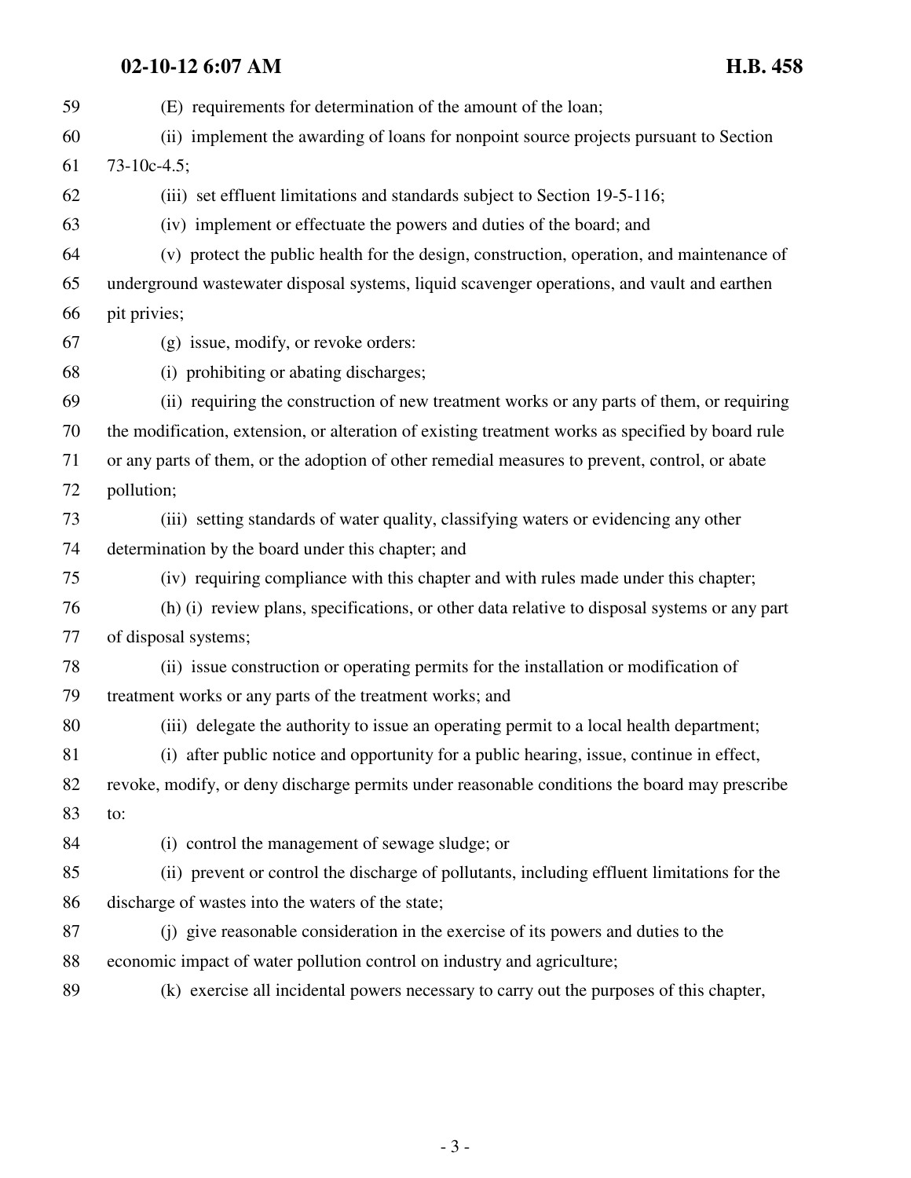59 (E) requirements for determination of the amount of the loan;

60 (ii) implement the awarding of loans for nonpoint source projects pursuant to Section
61 73-10c-4.5;

62 (iii) set effluent limitations and standards subject to Section 19-5-116;

63 (iv) implement or effectuate the powers and duties of the board; and

64 (v) protect the public health for the design, construction, operation, and maintenance of
65 underground wastewater disposal systems, liquid scavenger operations, and vault and earthen
66 pit privies;

67 (g) issue, modify, or revoke orders:

68 (i) prohibiting or abating discharges;

69 (ii) requiring the construction of new treatment works or any parts of them, or requiring
70 the modification, extension, or alteration of existing treatment works as specified by board rule
71 or any parts of them, or the adoption of other remedial measures to prevent, control, or abate
72 pollution;

73 (iii) setting standards of water quality, classifying waters or evidencing any other
74 determination by the board under this chapter; and

75 (iv) requiring compliance with this chapter and with rules made under this chapter;

76 (h) (i) review plans, specifications, or other data relative to disposal systems or any part
77 of disposal systems;

78 (ii) issue construction or operating permits for the installation or modification of
79 treatment works or any parts of the treatment works; and

80 (iii) delegate the authority to issue an operating permit to a local health department;

81 (i) after public notice and opportunity for a public hearing, issue, continue in effect,
82 revoke, modify, or deny discharge permits under reasonable conditions the board may prescribe
83 to:

84 (i) control the management of sewage sludge; or

85 (ii) prevent or control the discharge of pollutants, including effluent limitations for the
86 discharge of wastes into the waters of the state;

87 (j) give reasonable consideration in the exercise of its powers and duties to the
88 economic impact of water pollution control on industry and agriculture;

89 (k) exercise all incidental powers necessary to carry out the purposes of this chapter,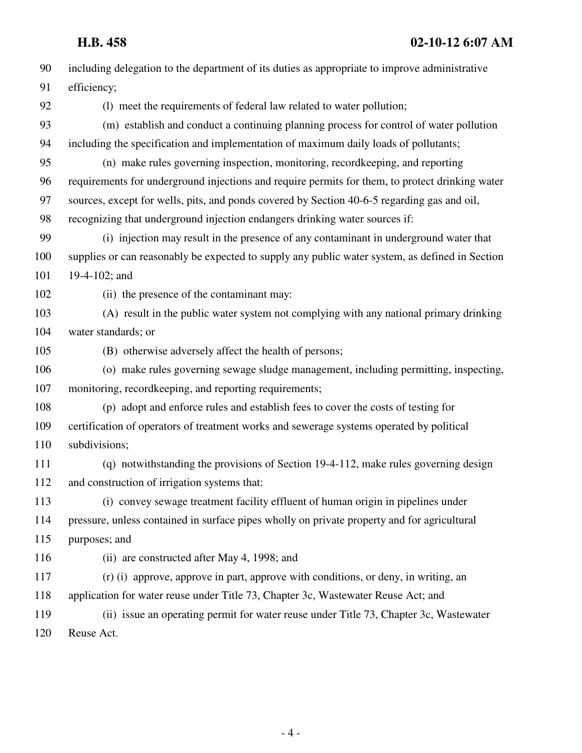including delegation to the department of its duties as appropriate to improve administrative efficiency;

(l) meet the requirements of federal law related to water pollution;

(m) establish and conduct a continuing planning process for control of water pollution including the specification and implementation of maximum daily loads of pollutants;

(n) make rules governing inspection, monitoring, recordkeeping, and reporting requirements for underground injections and require permits for them, to protect drinking water sources, except for wells, pits, and ponds covered by Section 40-6-5 regarding gas and oil, recognizing that underground injection endangers drinking water sources if:

(i) injection may result in the presence of any contaminant in underground water that supplies or can reasonably be expected to supply any public water system, as defined in Section 19-4-102; and

(ii) the presence of the contaminant may:

(A) result in the public water system not complying with any national primary drinking water standards; or

(B) otherwise adversely affect the health of persons;

(o) make rules governing sewage sludge management, including permitting, inspecting, monitoring, recordkeeping, and reporting requirements;

(p) adopt and enforce rules and establish fees to cover the costs of testing for certification of operators of treatment works and sewerage systems operated by political subdivisions;

(q) notwithstanding the provisions of Section 19-4-112, make rules governing design and construction of irrigation systems that:

(i) convey sewage treatment facility effluent of human origin in pipelines under pressure, unless contained in surface pipes wholly on private property and for agricultural purposes; and

(ii) are constructed after May 4, 1998; and

(r) (i) approve, approve in part, approve with conditions, or deny, in writing, an application for water reuse under Title 73, Chapter 3c, Wastewater Reuse Act; and

(ii) issue an operating permit for water reuse under Title 73, Chapter 3c, Wastewater Reuse Act.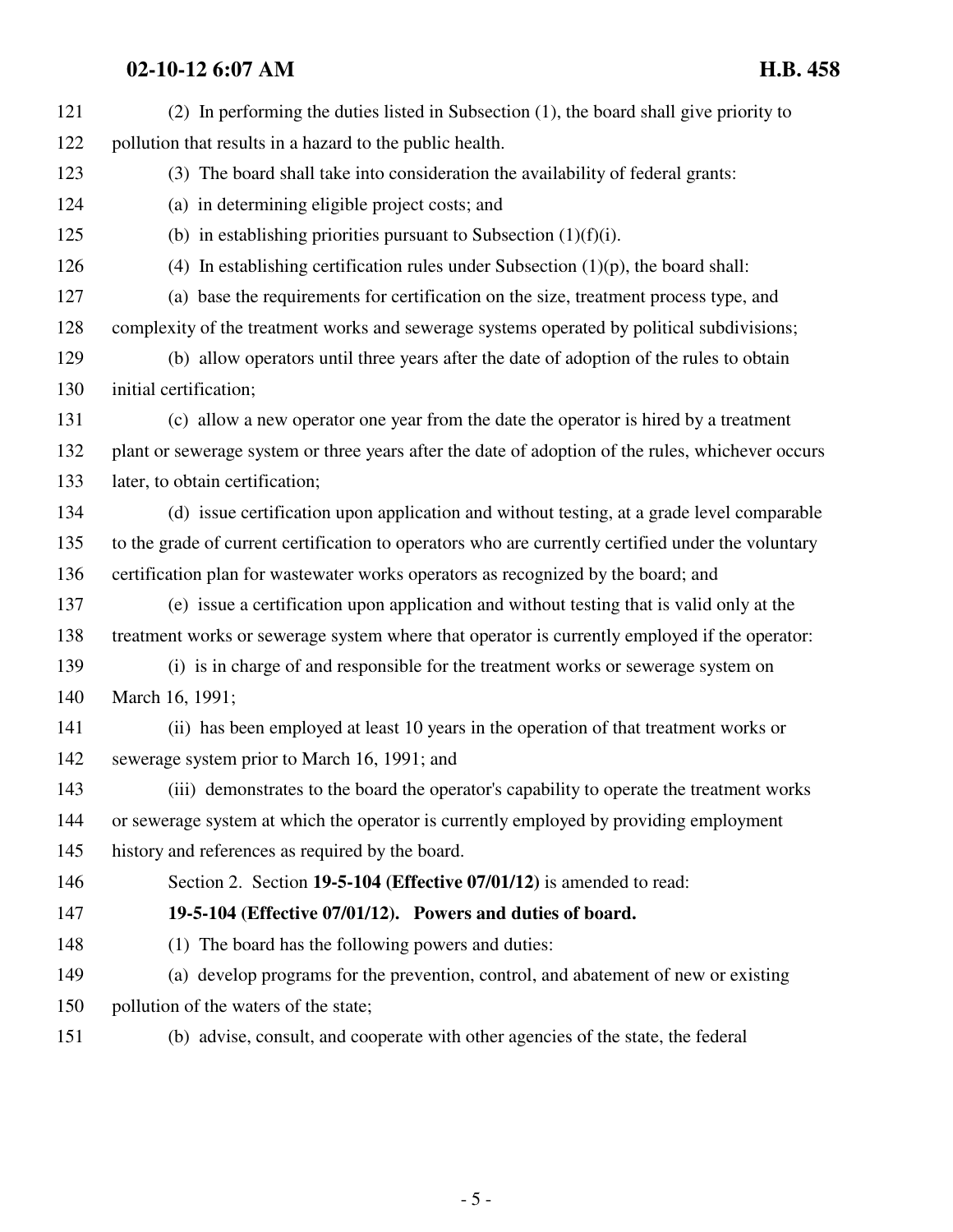(2) In performing the duties listed in Subsection (1), the board shall give priority to pollution that results in a hazard to the public health.

(3) The board shall take into consideration the availability of federal grants:

(a) in determining eligible project costs; and

(b) in establishing priorities pursuant to Subsection (1)(f)(i).

(4) In establishing certification rules under Subsection (1)(p), the board shall:

(a) base the requirements for certification on the size, treatment process type, and complexity of the treatment works and sewerage systems operated by political subdivisions;

(b) allow operators until three years after the date of adoption of the rules to obtain initial certification;

(c) allow a new operator one year from the date the operator is hired by a treatment plant or sewerage system or three years after the date of adoption of the rules, whichever occurs later, to obtain certification;

(d) issue certification upon application and without testing, at a grade level comparable to the grade of current certification to operators who are currently certified under the voluntary certification plan for wastewater works operators as recognized by the board; and

(e) issue a certification upon application and without testing that is valid only at the treatment works or sewerage system where that operator is currently employed if the operator:

(i) is in charge of and responsible for the treatment works or sewerage system on March 16, 1991;

(ii) has been employed at least 10 years in the operation of that treatment works or sewerage system prior to March 16, 1991; and

(iii) demonstrates to the board the operator's capability to operate the treatment works or sewerage system at which the operator is currently employed by providing employment history and references as required by the board.

Section 2. Section **19-5-104 (Effective 07/01/12)** is amended to read:

**19-5-104 (Effective 07/01/12). Powers and duties of board.**

(1) The board has the following powers and duties:

(a) develop programs for the prevention, control, and abatement of new or existing pollution of the waters of the state;

(b) advise, consult, and cooperate with other agencies of the state, the federal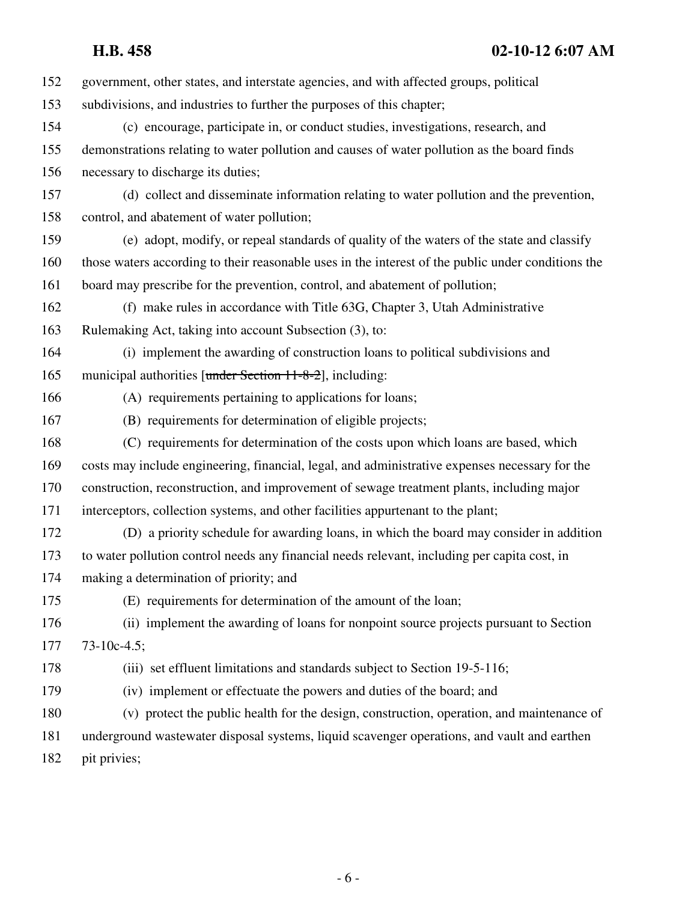government, other states, and interstate agencies, and with affected groups, political subdivisions, and industries to further the purposes of this chapter;

(c) encourage, participate in, or conduct studies, investigations, research, and demonstrations relating to water pollution and causes of water pollution as the board finds necessary to discharge its duties;

(d) collect and disseminate information relating to water pollution and the prevention, control, and abatement of water pollution;

(e) adopt, modify, or repeal standards of quality of the waters of the state and classify those waters according to their reasonable uses in the interest of the public under conditions the board may prescribe for the prevention, control, and abatement of pollution;

(f) make rules in accordance with Title 63G, Chapter 3, Utah Administrative Rulemaking Act, taking into account Subsection (3), to:

(i) implement the awarding of construction loans to political subdivisions and municipal authorities [~~under Section 11-8-2~~], including:

(A) requirements pertaining to applications for loans;

(B) requirements for determination of eligible projects;

(C) requirements for determination of the costs upon which loans are based, which costs may include engineering, financial, legal, and administrative expenses necessary for the construction, reconstruction, and improvement of sewage treatment plants, including major interceptors, collection systems, and other facilities appurtenant to the plant;

(D) a priority schedule for awarding loans, in which the board may consider in addition to water pollution control needs any financial needs relevant, including per capita cost, in making a determination of priority; and

(E) requirements for determination of the amount of the loan;

(ii) implement the awarding of loans for nonpoint source projects pursuant to Section 73-10c-4.5;

(iii) set effluent limitations and standards subject to Section 19-5-116;

(iv) implement or effectuate the powers and duties of the board; and

(v) protect the public health for the design, construction, operation, and maintenance of underground wastewater disposal systems, liquid scavenger operations, and vault and earthen pit privies;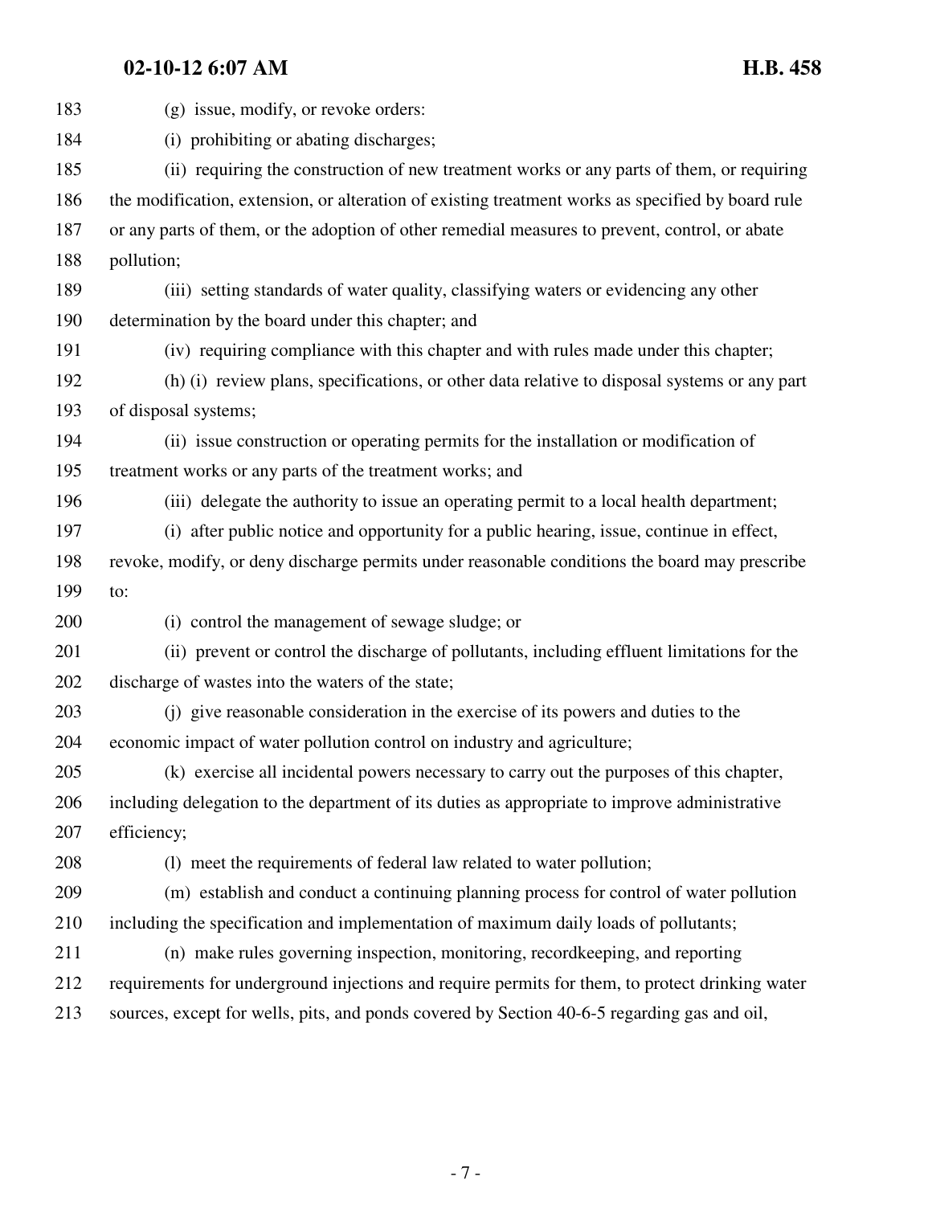(g) issue, modify, or revoke orders:

(i) prohibiting or abating discharges;

(ii) requiring the construction of new treatment works or any parts of them, or requiring the modification, extension, or alteration of existing treatment works as specified by board rule or any parts of them, or the adoption of other remedial measures to prevent, control, or abate pollution;

(iii) setting standards of water quality, classifying waters or evidencing any other determination by the board under this chapter; and

(iv) requiring compliance with this chapter and with rules made under this chapter;

(h) (i) review plans, specifications, or other data relative to disposal systems or any part of disposal systems;

(ii) issue construction or operating permits for the installation or modification of treatment works or any parts of the treatment works; and

(iii) delegate the authority to issue an operating permit to a local health department;

(i) after public notice and opportunity for a public hearing, issue, continue in effect, revoke, modify, or deny discharge permits under reasonable conditions the board may prescribe to:

(i) control the management of sewage sludge; or

(ii) prevent or control the discharge of pollutants, including effluent limitations for the discharge of wastes into the waters of the state;

(j) give reasonable consideration in the exercise of its powers and duties to the economic impact of water pollution control on industry and agriculture;

(k) exercise all incidental powers necessary to carry out the purposes of this chapter, including delegation to the department of its duties as appropriate to improve administrative efficiency;

(l) meet the requirements of federal law related to water pollution;

(m) establish and conduct a continuing planning process for control of water pollution including the specification and implementation of maximum daily loads of pollutants;

(n) make rules governing inspection, monitoring, recordkeeping, and reporting requirements for underground injections and require permits for them, to protect drinking water sources, except for wells, pits, and ponds covered by Section 40-6-5 regarding gas and oil,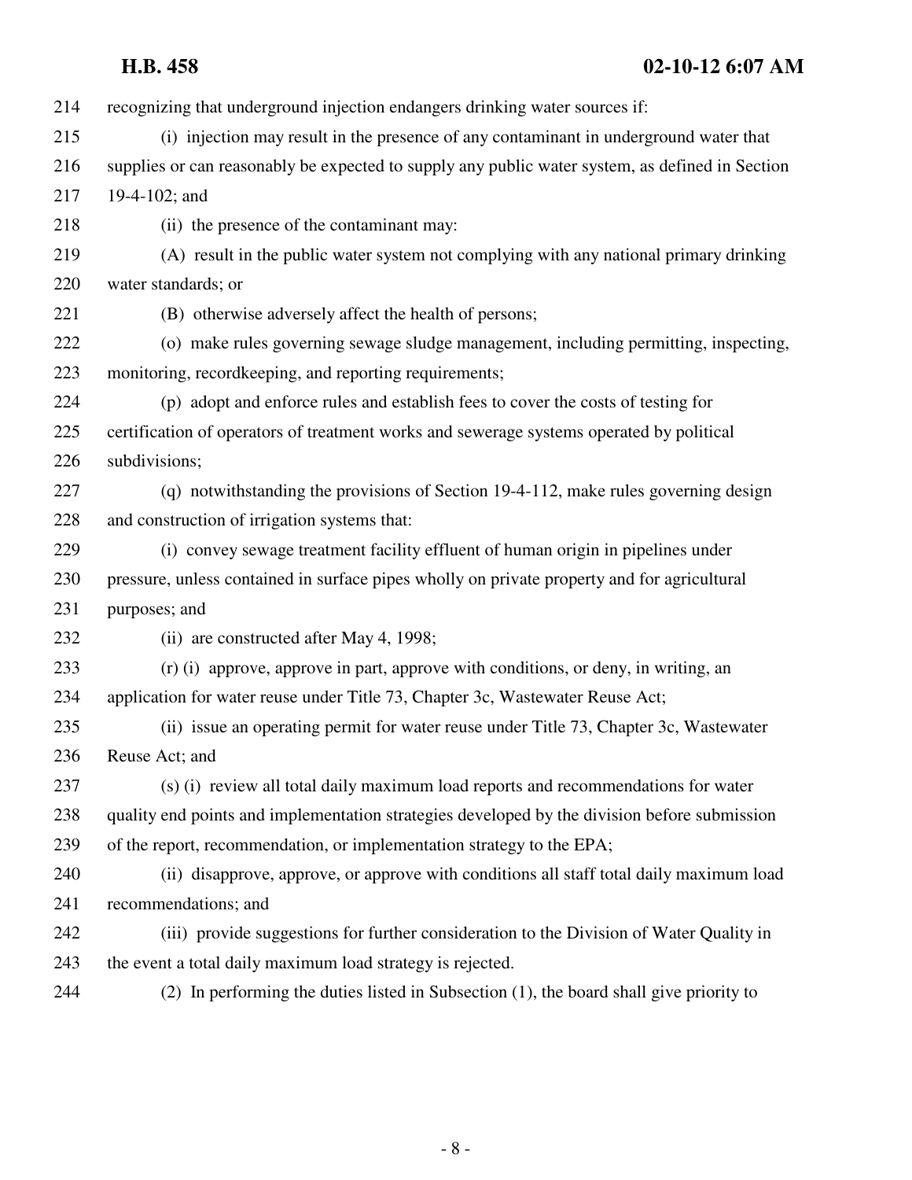recognizing that underground injection endangers drinking water sources if:

(i) injection may result in the presence of any contaminant in underground water that supplies or can reasonably be expected to supply any public water system, as defined in Section 19-4-102; and

(ii) the presence of the contaminant may:

(A) result in the public water system not complying with any national primary drinking water standards; or

(B) otherwise adversely affect the health of persons;

(o) make rules governing sewage sludge management, including permitting, inspecting, monitoring, recordkeeping, and reporting requirements;

(p) adopt and enforce rules and establish fees to cover the costs of testing for certification of operators of treatment works and sewerage systems operated by political subdivisions;

(q) notwithstanding the provisions of Section 19-4-112, make rules governing design and construction of irrigation systems that:

(i) convey sewage treatment facility effluent of human origin in pipelines under pressure, unless contained in surface pipes wholly on private property and for agricultural purposes; and

(ii) are constructed after May 4, 1998;

(r) (i) approve, approve in part, approve with conditions, or deny, in writing, an application for water reuse under Title 73, Chapter 3c, Wastewater Reuse Act;

(ii) issue an operating permit for water reuse under Title 73, Chapter 3c, Wastewater Reuse Act; and

(s) (i) review all total daily maximum load reports and recommendations for water quality end points and implementation strategies developed by the division before submission of the report, recommendation, or implementation strategy to the EPA;

(ii) disapprove, approve, or approve with conditions all staff total daily maximum load recommendations; and

(iii) provide suggestions for further consideration to the Division of Water Quality in the event a total daily maximum load strategy is rejected.

(2) In performing the duties listed in Subsection (1), the board shall give priority to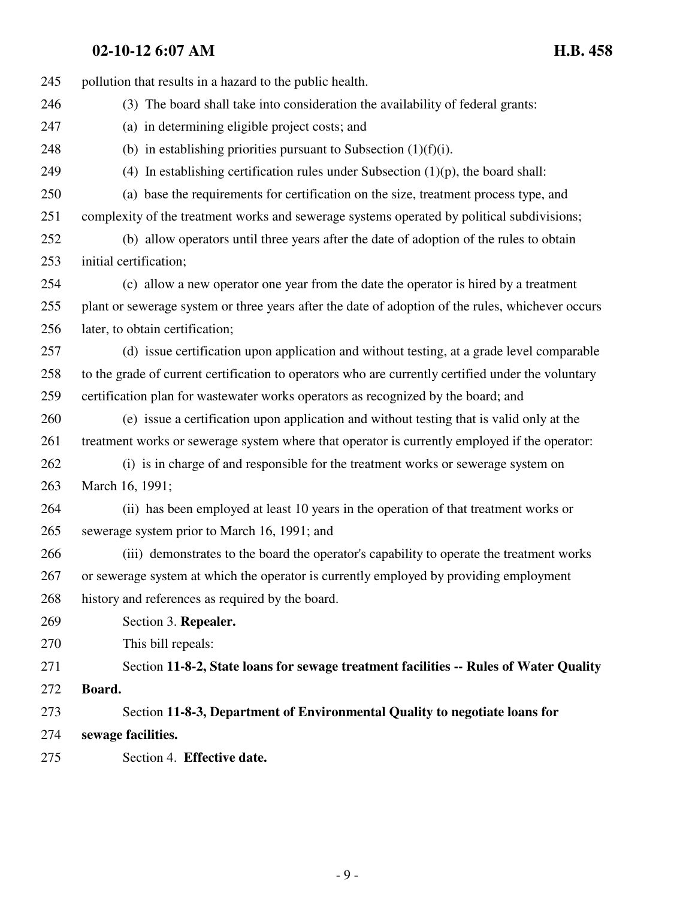pollution that results in a hazard to the public health.

(3) The board shall take into consideration the availability of federal grants:

(a) in determining eligible project costs; and

(b) in establishing priorities pursuant to Subsection (1)(f)(i).

(4) In establishing certification rules under Subsection (1)(p), the board shall:

(a) base the requirements for certification on the size, treatment process type, and complexity of the treatment works and sewerage systems operated by political subdivisions;

(b) allow operators until three years after the date of adoption of the rules to obtain initial certification;

(c) allow a new operator one year from the date the operator is hired by a treatment plant or sewerage system or three years after the date of adoption of the rules, whichever occurs later, to obtain certification;

(d) issue certification upon application and without testing, at a grade level comparable to the grade of current certification to operators who are currently certified under the voluntary certification plan for wastewater works operators as recognized by the board; and

(e) issue a certification upon application and without testing that is valid only at the treatment works or sewerage system where that operator is currently employed if the operator:

(i) is in charge of and responsible for the treatment works or sewerage system on March 16, 1991;

(ii) has been employed at least 10 years in the operation of that treatment works or sewerage system prior to March 16, 1991; and

(iii) demonstrates to the board the operator's capability to operate the treatment works or sewerage system at which the operator is currently employed by providing employment history and references as required by the board.

Section 3. **Repealer.**

This bill repeals:

Section **11-8-2, State loans for sewage treatment facilities -- Rules of Water Quality Board.**

Section **11-8-3, Department of Environmental Quality to negotiate loans for sewage facilities.**

Section 4. **Effective date.**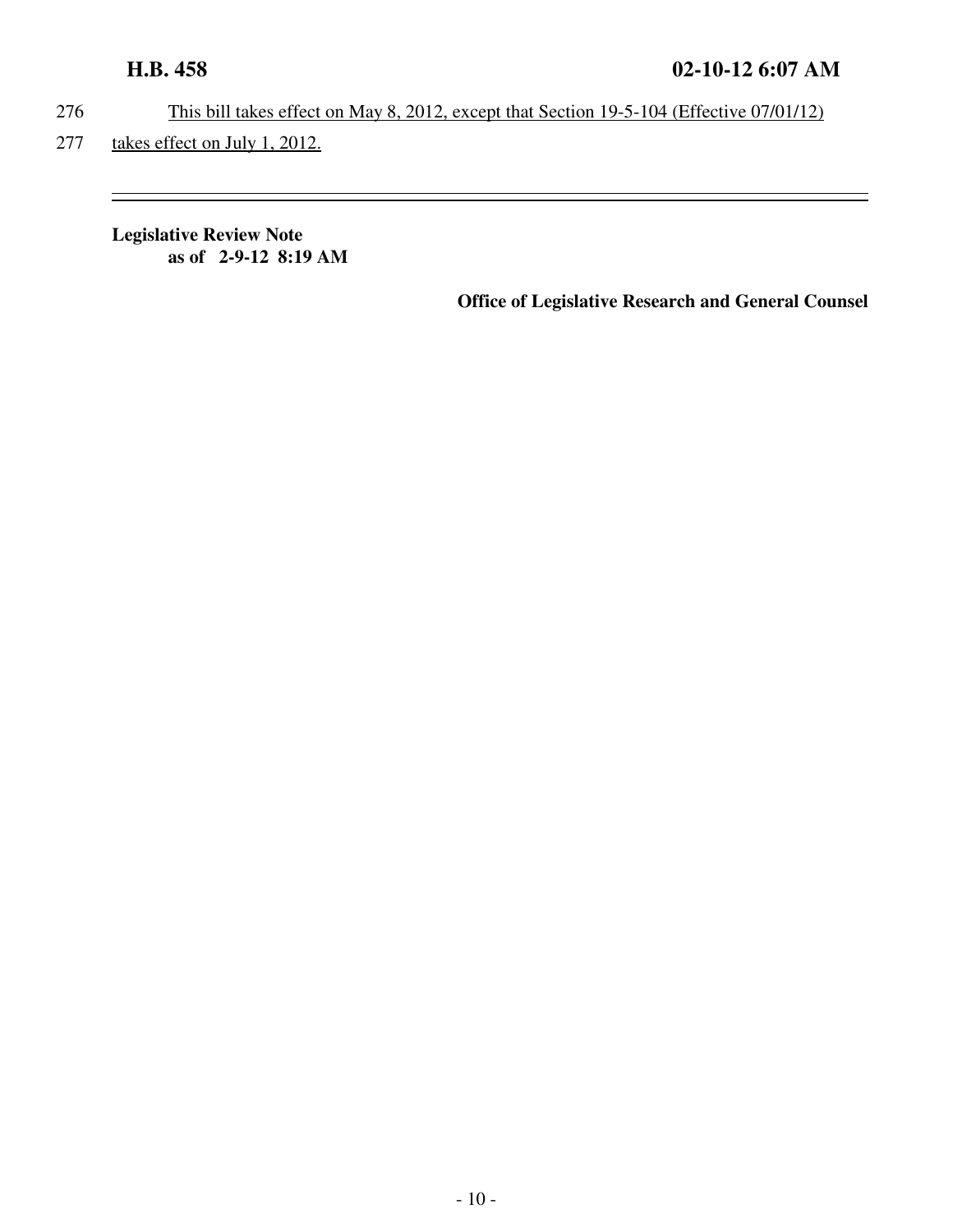276 This bill takes effect on May 8, 2012, except that Section 19-5-104 (Effective 07/01/12)

277 takes effect on July 1, 2012.

---

**Legislative Review Note**
**as of 2-9-12 8:19 AM**

**Office of Legislative Research and General Counsel**